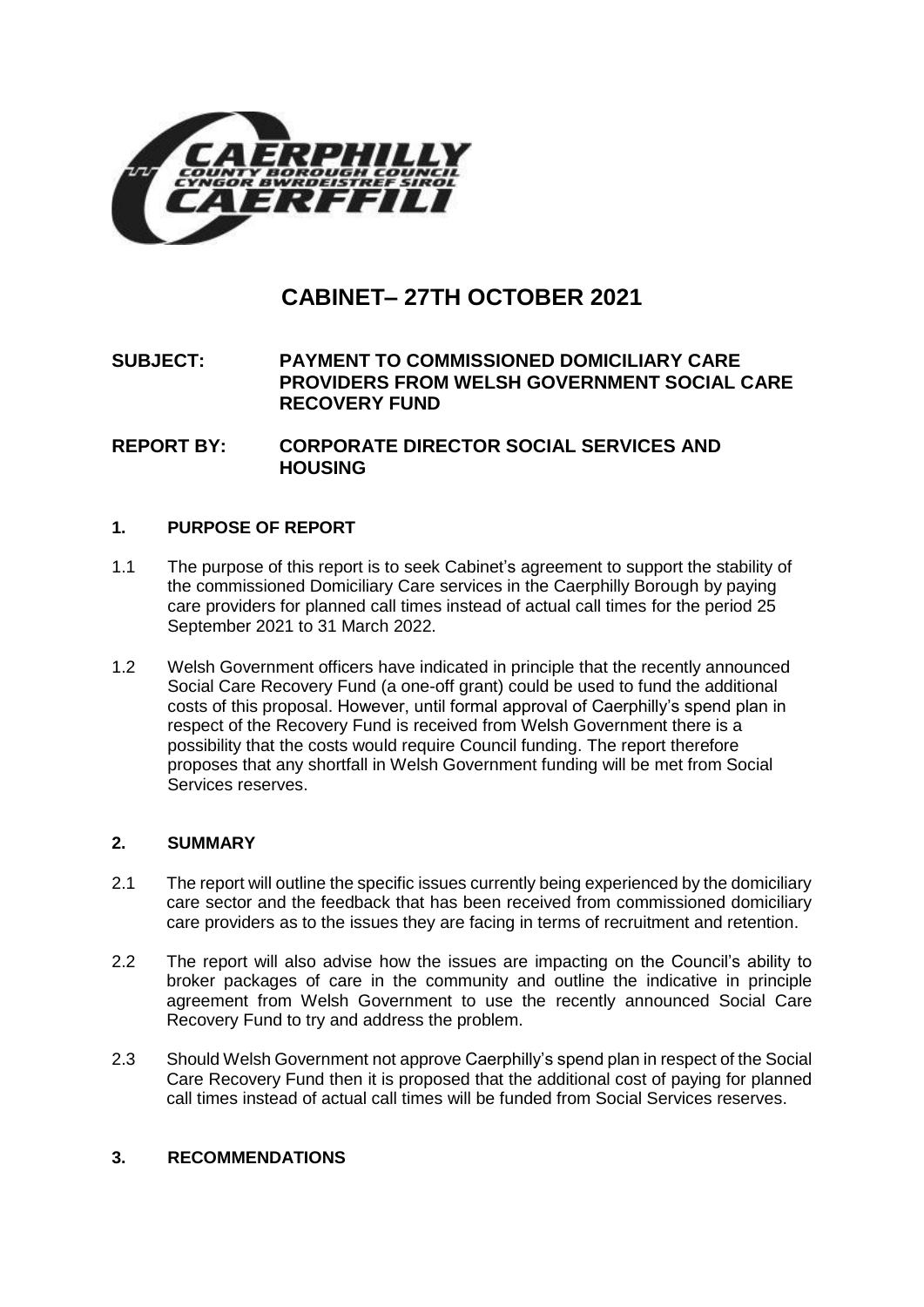# CABINET– 27TH OCTOBER 2021

**SUBJECT: PAYMENT TO COMMISSIONED DOMICILIARY CARE PROVIDERS FROM WELSH GOVERNMENT SOCIAL CARE RECOVERY FUND**

**REPORT BY: CORPORATE DIRECTOR SOCIAL SERVICES AND HOUSING**

## 1. PURPOSE OF REPORT

1.1 The purpose of this report is to seek Cabinet's agreement to support the stability of the commissioned Domiciliary Care services in the Caerphilly Borough by paying care providers for planned call times instead of actual call times for the period 25 September 2021 to 31 March 2022.

1.2 Welsh Government officers have indicated in principle that the recently announced Social Care Recovery Fund (a one-off grant) could be used to fund the additional costs of this proposal. However, until formal approval of Caerphilly's spend plan in respect of the Recovery Fund is received from Welsh Government there is a possibility that the costs would require Council funding. The report therefore proposes that any shortfall in Welsh Government funding will be met from Social Services reserves.

## 2. SUMMARY

2.1 The report will outline the specific issues currently being experienced by the domiciliary care sector and the feedback that has been received from commissioned domiciliary care providers as to the issues they are facing in terms of recruitment and retention.

2.2 The report will also advise how the issues are impacting on the Council's ability to broker packages of care in the community and outline the indicative in principle agreement from Welsh Government to use the recently announced Social Care Recovery Fund to try and address the problem.

2.3 Should Welsh Government not approve Caerphilly's spend plan in respect of the Social Care Recovery Fund then it is proposed that the additional cost of paying for planned call times instead of actual call times will be funded from Social Services reserves.

## 3. RECOMMENDATIONS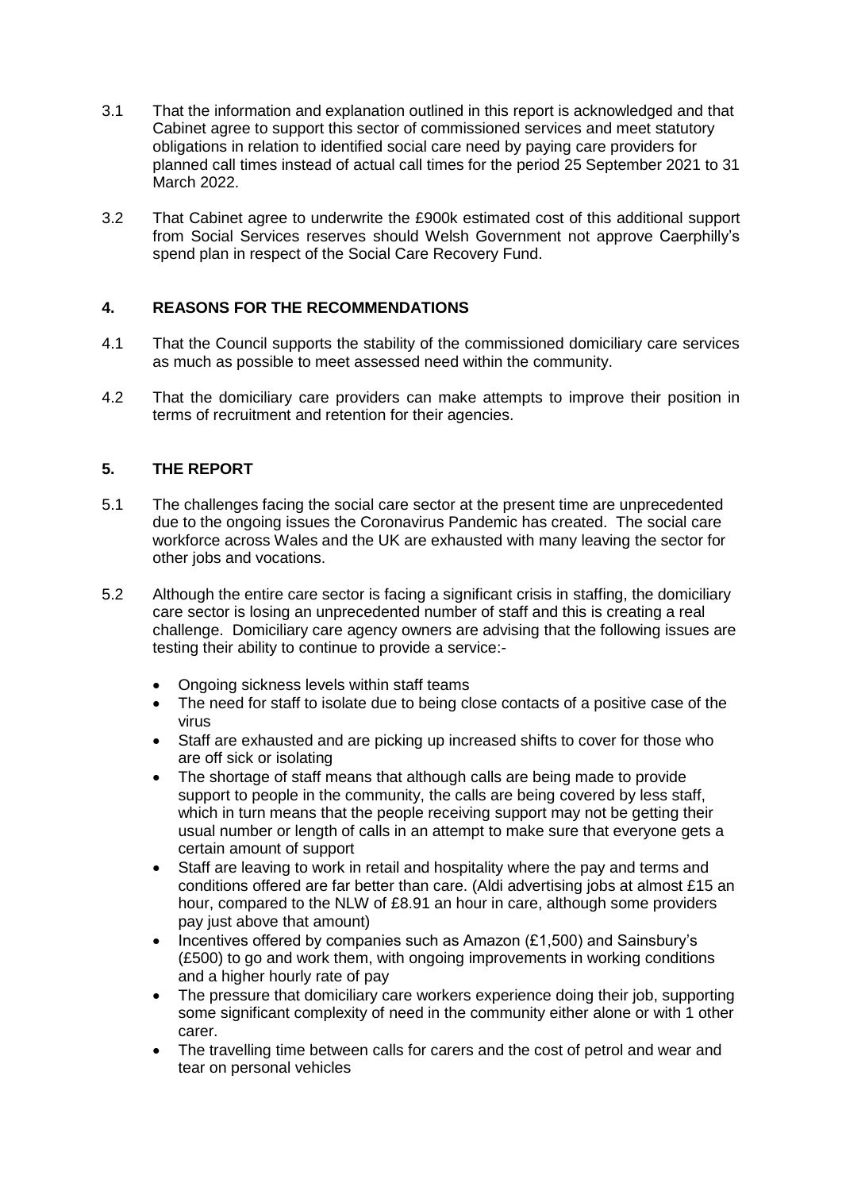3.1 That the information and explanation outlined in this report is acknowledged and that Cabinet agree to support this sector of commissioned services and meet statutory obligations in relation to identified social care need by paying care providers for planned call times instead of actual call times for the period 25 September 2021 to 31 March 2022.

3.2 That Cabinet agree to underwrite the £900k estimated cost of this additional support from Social Services reserves should Welsh Government not approve Caerphilly's spend plan in respect of the Social Care Recovery Fund.

## 4. REASONS FOR THE RECOMMENDATIONS

4.1 That the Council supports the stability of the commissioned domiciliary care services as much as possible to meet assessed need within the community.

4.2 That the domiciliary care providers can make attempts to improve their position in terms of recruitment and retention for their agencies.

## 5. THE REPORT

5.1 The challenges facing the social care sector at the present time are unprecedented due to the ongoing issues the Coronavirus Pandemic has created. The social care workforce across Wales and the UK are exhausted with many leaving the sector for other jobs and vocations.

5.2 Although the entire care sector is facing a significant crisis in staffing, the domiciliary care sector is losing an unprecedented number of staff and this is creating a real challenge. Domiciliary care agency owners are advising that the following issues are testing their ability to continue to provide a service:-

- Ongoing sickness levels within staff teams
- The need for staff to isolate due to being close contacts of a positive case of the virus
- Staff are exhausted and are picking up increased shifts to cover for those who are off sick or isolating
- The shortage of staff means that although calls are being made to provide support to people in the community, the calls are being covered by less staff, which in turn means that the people receiving support may not be getting their usual number or length of calls in an attempt to make sure that everyone gets a certain amount of support
- Staff are leaving to work in retail and hospitality where the pay and terms and conditions offered are far better than care. (Aldi advertising jobs at almost £15 an hour, compared to the NLW of £8.91 an hour in care, although some providers pay just above that amount)
- Incentives offered by companies such as Amazon (£1,500) and Sainsbury's (£500) to go and work them, with ongoing improvements in working conditions and a higher hourly rate of pay
- The pressure that domiciliary care workers experience doing their job, supporting some significant complexity of need in the community either alone or with 1 other carer.
- The travelling time between calls for carers and the cost of petrol and wear and tear on personal vehicles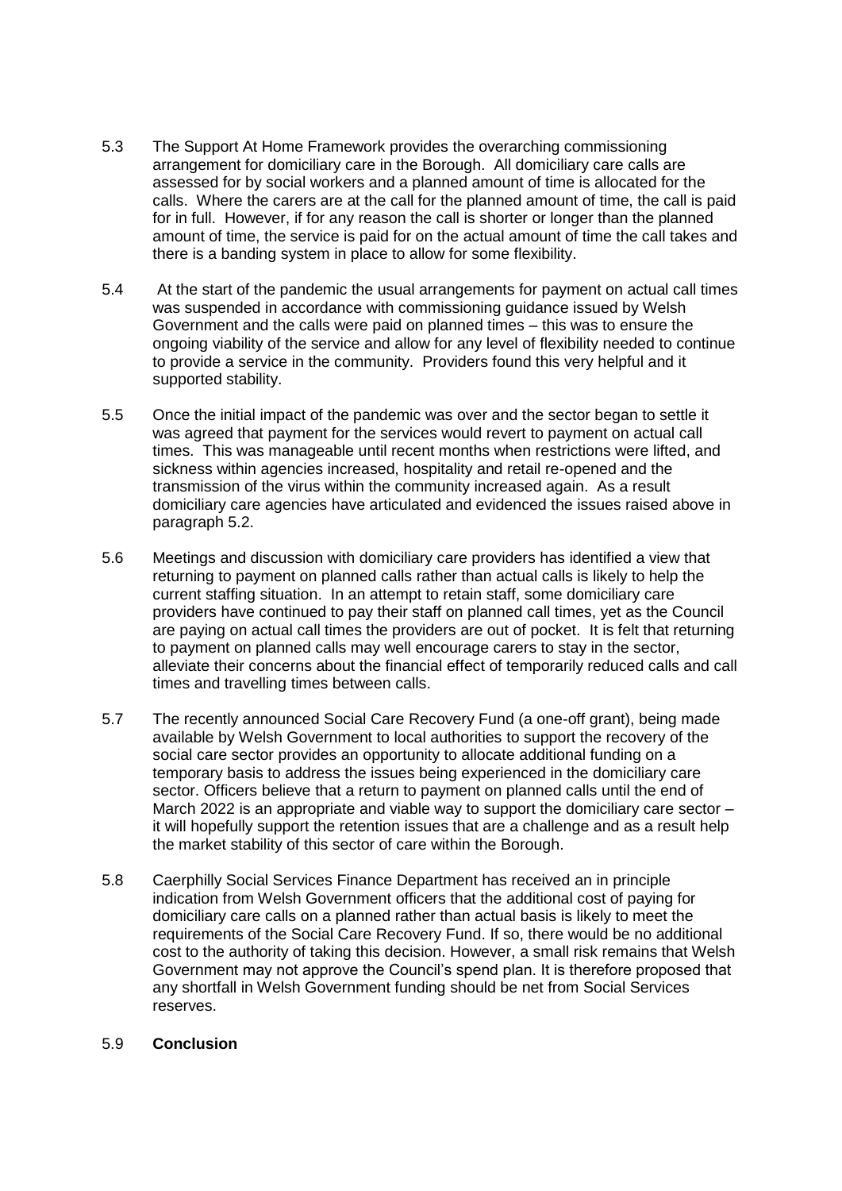5.3 The Support At Home Framework provides the overarching commissioning arrangement for domiciliary care in the Borough. All domiciliary care calls are assessed for by social workers and a planned amount of time is allocated for the calls. Where the carers are at the call for the planned amount of time, the call is paid for in full. However, if for any reason the call is shorter or longer than the planned amount of time, the service is paid for on the actual amount of time the call takes and there is a banding system in place to allow for some flexibility.

5.4 At the start of the pandemic the usual arrangements for payment on actual call times was suspended in accordance with commissioning guidance issued by Welsh Government and the calls were paid on planned times – this was to ensure the ongoing viability of the service and allow for any level of flexibility needed to continue to provide a service in the community. Providers found this very helpful and it supported stability.

5.5 Once the initial impact of the pandemic was over and the sector began to settle it was agreed that payment for the services would revert to payment on actual call times. This was manageable until recent months when restrictions were lifted, and sickness within agencies increased, hospitality and retail re-opened and the transmission of the virus within the community increased again. As a result domiciliary care agencies have articulated and evidenced the issues raised above in paragraph 5.2.

5.6 Meetings and discussion with domiciliary care providers has identified a view that returning to payment on planned calls rather than actual calls is likely to help the current staffing situation. In an attempt to retain staff, some domiciliary care providers have continued to pay their staff on planned call times, yet as the Council are paying on actual call times the providers are out of pocket. It is felt that returning to payment on planned calls may well encourage carers to stay in the sector, alleviate their concerns about the financial effect of temporarily reduced calls and call times and travelling times between calls.

5.7 The recently announced Social Care Recovery Fund (a one-off grant), being made available by Welsh Government to local authorities to support the recovery of the social care sector provides an opportunity to allocate additional funding on a temporary basis to address the issues being experienced in the domiciliary care sector. Officers believe that a return to payment on planned calls until the end of March 2022 is an appropriate and viable way to support the domiciliary care sector – it will hopefully support the retention issues that are a challenge and as a result help the market stability of this sector of care within the Borough.

5.8 Caerphilly Social Services Finance Department has received an in principle indication from Welsh Government officers that the additional cost of paying for domiciliary care calls on a planned rather than actual basis is likely to meet the requirements of the Social Care Recovery Fund. If so, there would be no additional cost to the authority of taking this decision. However, a small risk remains that Welsh Government may not approve the Council's spend plan. It is therefore proposed that any shortfall in Welsh Government funding should be net from Social Services reserves.

5.9 **Conclusion**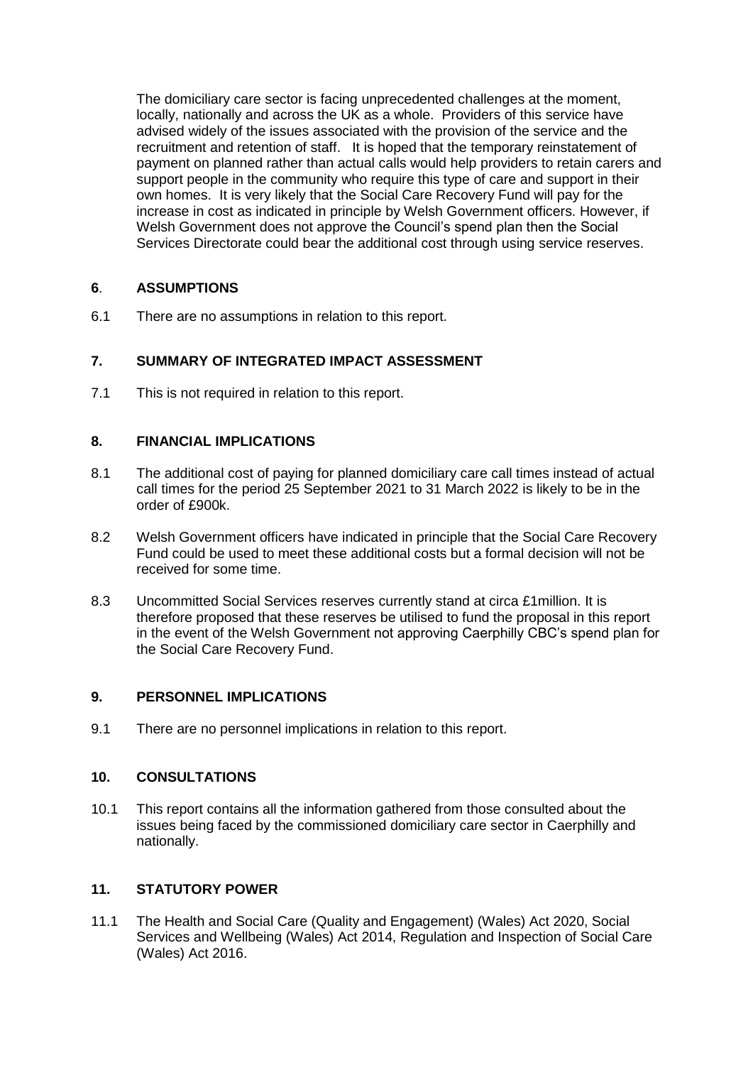The domiciliary care sector is facing unprecedented challenges at the moment, locally, nationally and across the UK as a whole. Providers of this service have advised widely of the issues associated with the provision of the service and the recruitment and retention of staff. It is hoped that the temporary reinstatement of payment on planned rather than actual calls would help providers to retain carers and support people in the community who require this type of care and support in their own homes. It is very likely that the Social Care Recovery Fund will pay for the increase in cost as indicated in principle by Welsh Government officers. However, if Welsh Government does not approve the Council's spend plan then the Social Services Directorate could bear the additional cost through using service reserves.

## 6. ASSUMPTIONS

6.1 There are no assumptions in relation to this report.

## 7. SUMMARY OF INTEGRATED IMPACT ASSESSMENT

7.1 This is not required in relation to this report.

## 8. FINANCIAL IMPLICATIONS

8.1 The additional cost of paying for planned domiciliary care call times instead of actual call times for the period 25 September 2021 to 31 March 2022 is likely to be in the order of £900k.

8.2 Welsh Government officers have indicated in principle that the Social Care Recovery Fund could be used to meet these additional costs but a formal decision will not be received for some time.

8.3 Uncommitted Social Services reserves currently stand at circa £1million. It is therefore proposed that these reserves be utilised to fund the proposal in this report in the event of the Welsh Government not approving Caerphilly CBC's spend plan for the Social Care Recovery Fund.

## 9. PERSONNEL IMPLICATIONS

9.1 There are no personnel implications in relation to this report.

## 10. CONSULTATIONS

10.1 This report contains all the information gathered from those consulted about the issues being faced by the commissioned domiciliary care sector in Caerphilly and nationally.

## 11. STATUTORY POWER

11.1 The Health and Social Care (Quality and Engagement) (Wales) Act 2020, Social Services and Wellbeing (Wales) Act 2014, Regulation and Inspection of Social Care (Wales) Act 2016.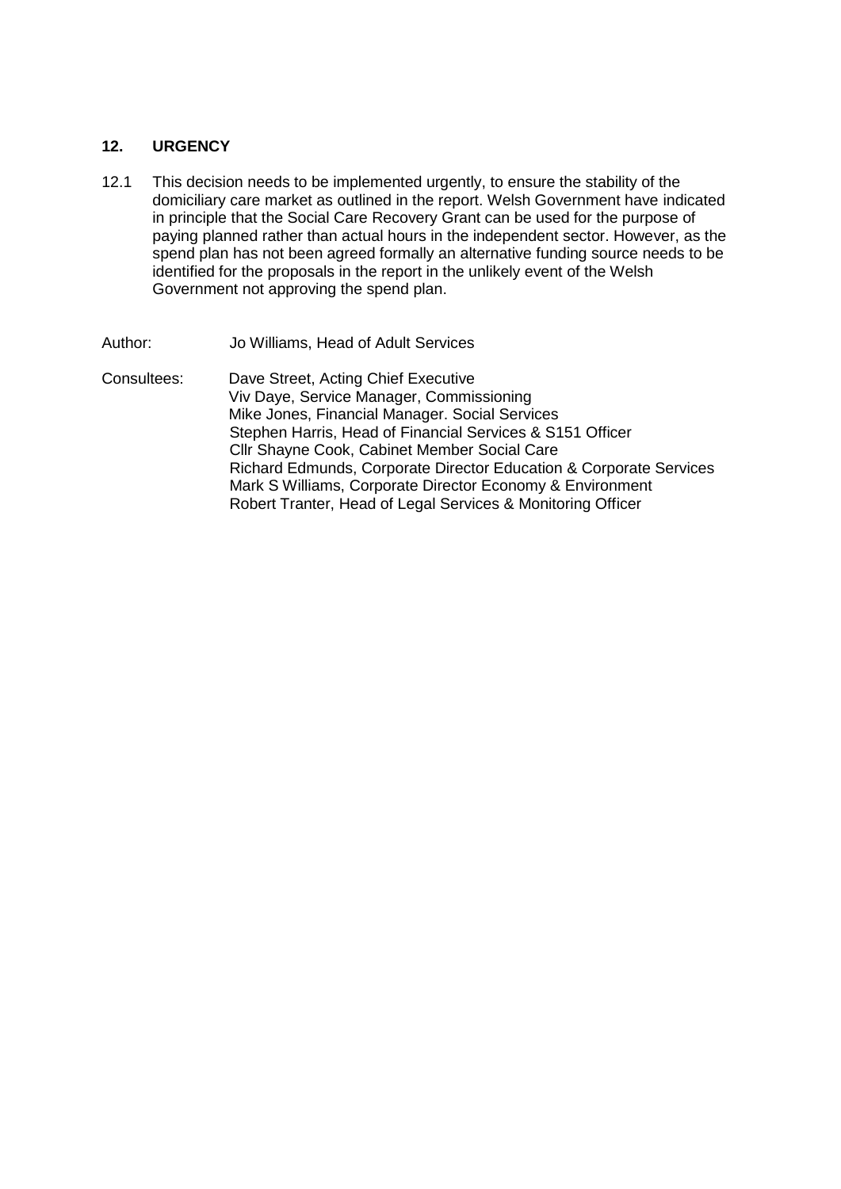## 12. URGENCY

12.1 This decision needs to be implemented urgently, to ensure the stability of the domiciliary care market as outlined in the report. Welsh Government have indicated in principle that the Social Care Recovery Grant can be used for the purpose of paying planned rather than actual hours in the independent sector. However, as the spend plan has not been agreed formally an alternative funding source needs to be identified for the proposals in the report in the unlikely event of the Welsh Government not approving the spend plan.

Author: Jo Williams, Head of Adult Services

Consultees: Dave Street, Acting Chief Executive
Viv Daye, Service Manager, Commissioning
Mike Jones, Financial Manager. Social Services
Stephen Harris, Head of Financial Services & S151 Officer
Cllr Shayne Cook, Cabinet Member Social Care
Richard Edmunds, Corporate Director Education & Corporate Services
Mark S Williams, Corporate Director Economy & Environment
Robert Tranter, Head of Legal Services & Monitoring Officer